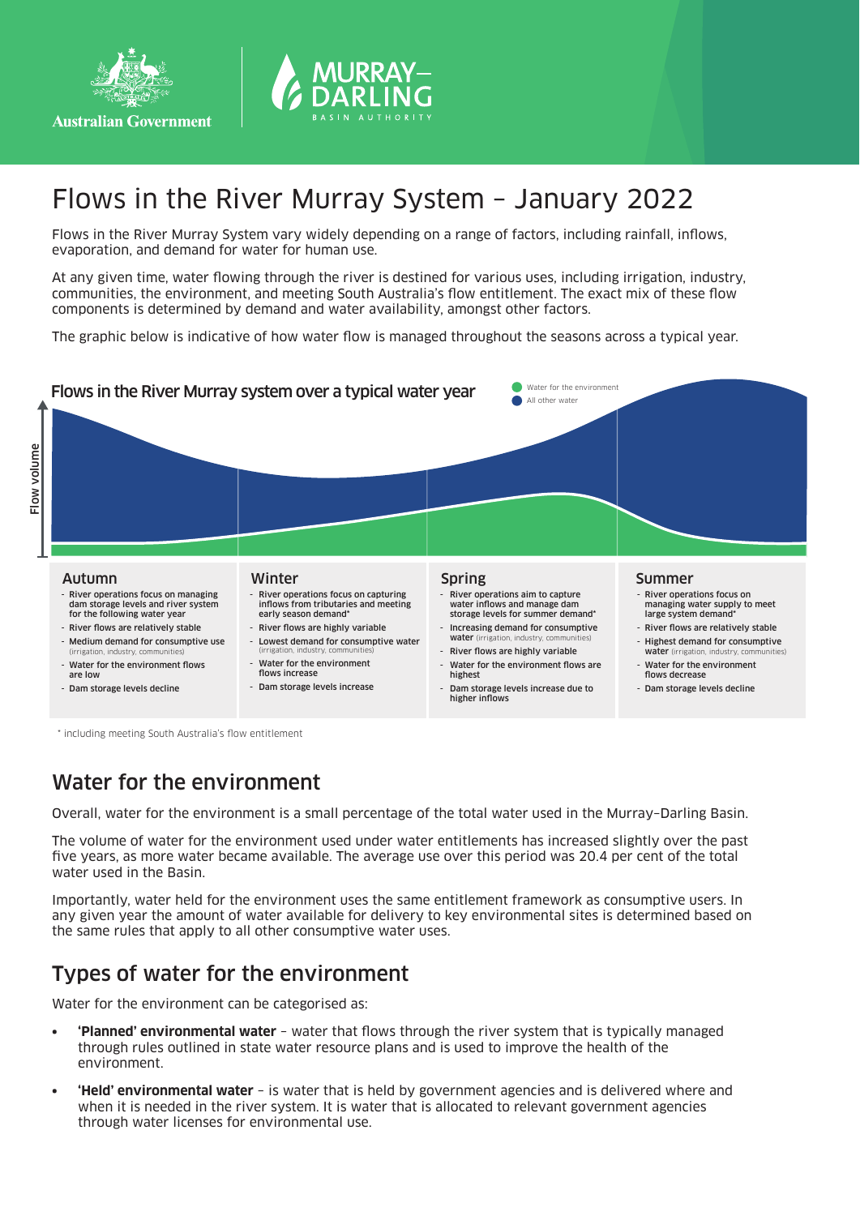# Flows in the River Murray System – January 2022

Flows in the River Murray System vary widely depending on a range of factors, including rainfall, inflows, evaporation, and demand for water for human use.

At any given time, water flowing through the river is destined for various uses, including irrigation, industry, communities, the environment, and meeting South Australia's flow entitlement. The exact mix of these flow components is determined by demand and water availability, amongst other factors.

The graphic below is indicative of how water flow is managed throughout the seasons across a typical year.

**Flows in the River Murray system over a typical water year**

Water for the environment
All other water

Flow volume

### Autumn

- River operations focus on managing dam storage levels and river system for the following water year
- River flows are relatively stable
- Medium demand for consumptive use (irrigation, industry, communities)
- Water for the environment flows are low
- Dam storage levels decline

### Winter

- River operations focus on capturing inflows from tributaries and meeting early season demand*
- River flows are highly variable
- Lowest demand for consumptive water (irrigation, industry, communities)
- Water for the environment flows increase
- Dam storage levels increase

### Spring

- River operations aim to capture water inflows and manage dam storage levels for summer demand*
- Increasing demand for consumptive water (irrigation, industry, communities)
- River flows are highly variable
- Water for the environment flows are highest
- Dam storage levels increase due to higher inflows

### Summer

- River operations focus on managing water supply to meet large system demand*
- River flows are relatively stable
- Highest demand for consumptive water (irrigation, industry, communities)
- Water for the environment flows decrease
- Dam storage levels decline

* including meeting South Australia's flow entitlement

## Water for the environment

Overall, water for the environment is a small percentage of the total water used in the Murray–Darling Basin.

The volume of water for the environment used under water entitlements has increased slightly over the past five years, as more water became available. The average use over this period was 20.4 per cent of the total water used in the Basin.

Importantly, water held for the environment uses the same entitlement framework as consumptive users. In any given year the amount of water available for delivery to key environmental sites is determined based on the same rules that apply to all other consumptive water uses.

## Types of water for the environment

Water for the environment can be categorised as:

- **'Planned' environmental water** – water that flows through the river system that is typically managed through rules outlined in state water resource plans and is used to improve the health of the environment.
- **'Held' environmental water** – is water that is held by government agencies and is delivered where and when it is needed in the river system. It is water that is allocated to relevant government agencies through water licenses for environmental use.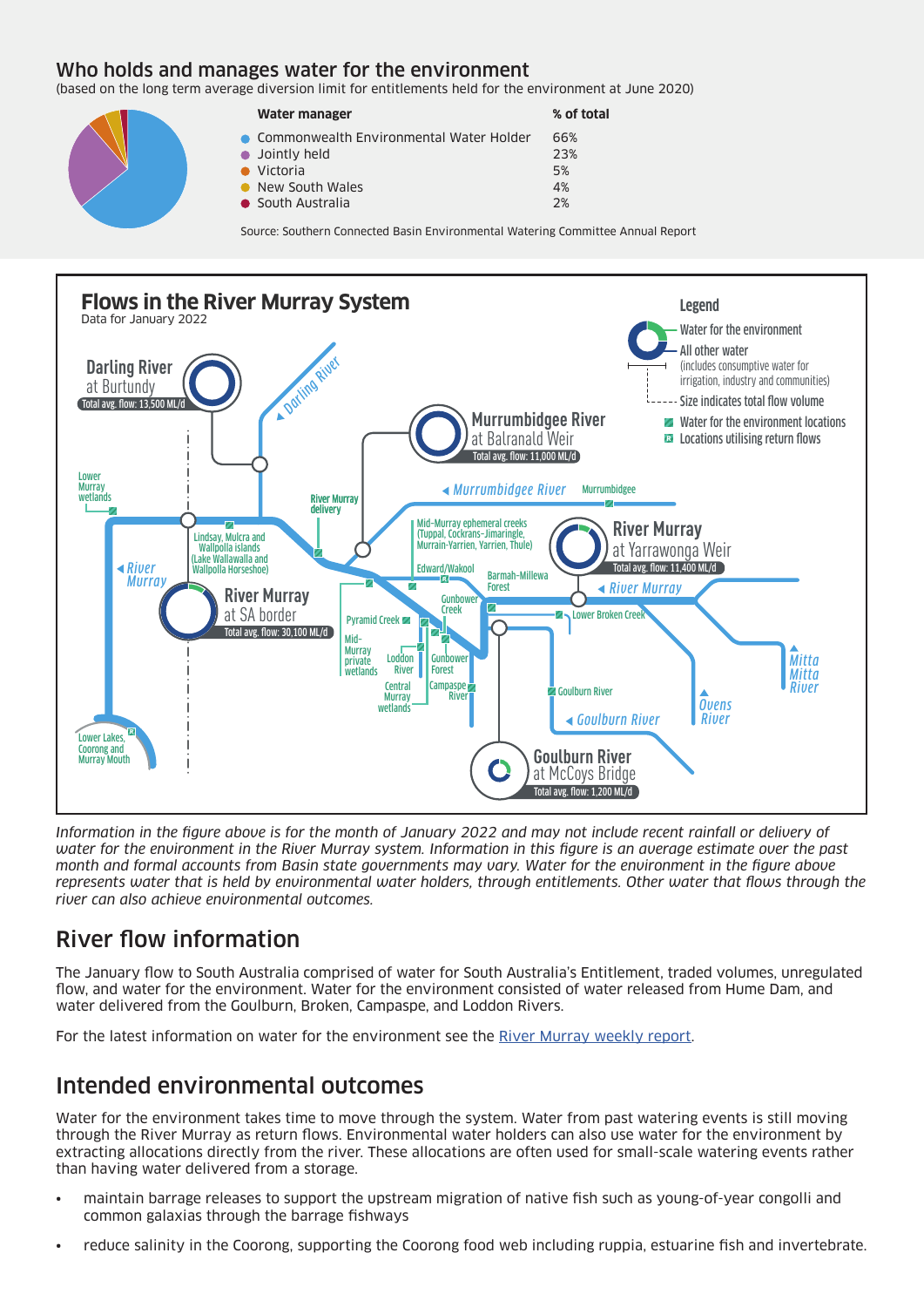## Who holds and manages water for the environment

(based on the long term average diversion limit for entitlements held for the environment at June 2020)

| Water manager | % of total |
|---|---|
| Commonwealth Environmental Water Holder | 66% |
| Jointly held | 23% |
| Victoria | 5% |
| New South Wales | 4% |
| South Australia | 2% |

Source: Southern Connected Basin Environmental Watering Committee Annual Report

**Flows in the River Murray System**

Data for January 2022

Legend
- Water for the environment
- All other water (includes consumptive water for irrigation, industry and communities)
- Size indicates total flow volume
- Water for the environment locations
- Locations utilising return flows

- Darling River at Burtundy — Total avg. flow: 13,500 ML/d
- Murrumbidgee River at Balranald Weir — Total avg. flow: 11,000 ML/d
- River Murray at Yarrawonga Weir — Total avg. flow: 11,400 ML/d
- River Murray at SA border — Total avg. flow: 30,100 ML/d
- Goulburn River at McCoys Bridge — Total avg. flow: 1,200 ML/d

Locations: Lower Murray wetlands; Lindsay, Mulcra and Wallpolla islands (Lake Wallawalla and Wallpolla Horseshoe); River Murray delivery; Mid-Murray ephemeral creeks (Tuppal, Cockrans-Jimaringle, Murrain-Yarrien, Yarrien, Thule); Murrumbidgee; Edward/Wakool; Barmah-Millewa Forest; Gunbower Creek; Pyramid Creek; Lower Broken Creek; Mid-Murray private wetlands; Loddon River; Gunbower Forest; Central Murray wetlands; Campaspe River; Goulburn River; Lower Lakes, Coorong and Murray Mouth; Darling River; River Murray; Murrumbidgee River; Goulburn River; Ovens River; Mitta Mitta River

*Information in the figure above is for the month of January 2022 and may not include recent rainfall or delivery of water for the environment in the River Murray system. Information in this figure is an average estimate over the past month and formal accounts from Basin state governments may vary. Water for the environment in the figure above represents water that is held by environmental water holders, through entitlements. Other water that flows through the river can also achieve environmental outcomes.*

## River flow information

The January flow to South Australia comprised of water for South Australia's Entitlement, traded volumes, unregulated flow, and water for the environment. Water for the environment consisted of water released from Hume Dam, and water delivered from the Goulburn, Broken, Campaspe, and Loddon Rivers.

For the latest information on water for the environment see the River Murray weekly report.

## Intended environmental outcomes

Water for the environment takes time to move through the system. Water from past watering events is still moving through the River Murray as return flows. Environmental water holders can also use water for the environment by extracting allocations directly from the river. These allocations are often used for small-scale watering events rather than having water delivered from a storage.

- maintain barrage releases to support the upstream migration of native fish such as young-of-year congolli and common galaxias through the barrage fishways
- reduce salinity in the Coorong, supporting the Coorong food web including ruppia, estuarine fish and invertebrate.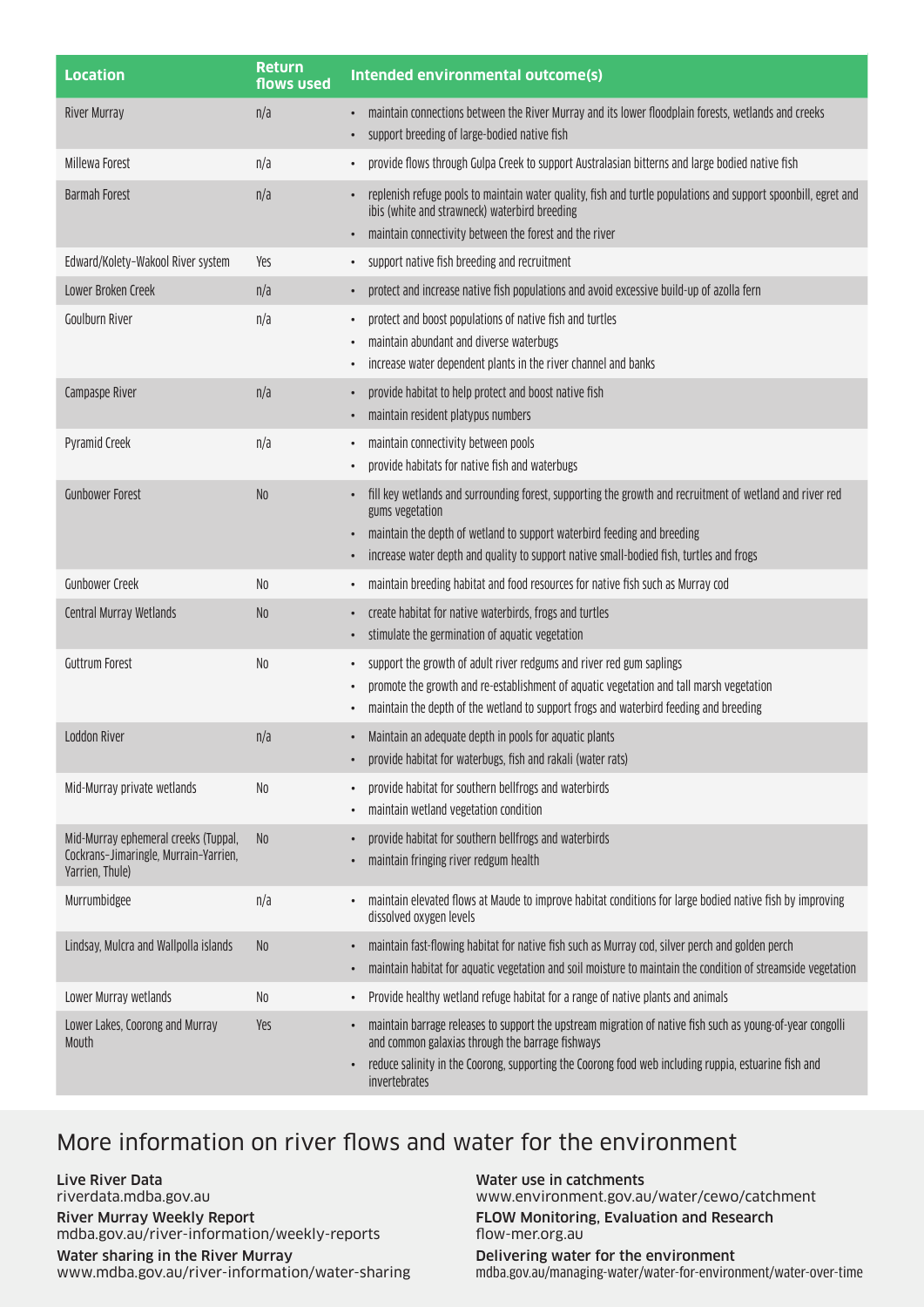| Location | Return flows used | Intended environmental outcome(s) |
|---|---|---|
| River Murray | n/a | • maintain connections between the River Murray and its lower floodplain forests, wetlands and creeks<br>• support breeding of large-bodied native fish |
| Millewa Forest | n/a | • provide flows through Gulpa Creek to support Australasian bitterns and large bodied native fish |
| Barmah Forest | n/a | • replenish refuge pools to maintain water quality, fish and turtle populations and support spoonbill, egret and ibis (white and strawneck) waterbird breeding<br>• maintain connectivity between the forest and the river |
| Edward/Kolety-Wakool River system | Yes | • support native fish breeding and recruitment |
| Lower Broken Creek | n/a | • protect and increase native fish populations and avoid excessive build-up of azolla fern |
| Goulburn River | n/a | • protect and boost populations of native fish and turtles<br>• maintain abundant and diverse waterbugs<br>• increase water dependent plants in the river channel and banks |
| Campaspe River | n/a | • provide habitat to help protect and boost native fish<br>• maintain resident platypus numbers |
| Pyramid Creek | n/a | • maintain connectivity between pools<br>• provide habitats for native fish and waterbugs |
| Gunbower Forest | No | • fill key wetlands and surrounding forest, supporting the growth and recruitment of wetland and river red gums vegetation<br>• maintain the depth of wetland to support waterbird feeding and breeding<br>• increase water depth and quality to support native small-bodied fish, turtles and frogs |
| Gunbower Creek | No | • maintain breeding habitat and food resources for native fish such as Murray cod |
| Central Murray Wetlands | No | • create habitat for native waterbirds, frogs and turtles<br>• stimulate the germination of aquatic vegetation |
| Guttrum Forest | No | • support the growth of adult river redgums and river red gum saplings<br>• promote the growth and re-establishment of aquatic vegetation and tall marsh vegetation<br>• maintain the depth of the wetland to support frogs and waterbird feeding and breeding |
| Loddon River | n/a | • Maintain an adequate depth in pools for aquatic plants<br>• provide habitat for waterbugs, fish and rakali (water rats) |
| Mid-Murray private wetlands | No | • provide habitat for southern bellfrogs and waterbirds<br>• maintain wetland vegetation condition |
| Mid-Murray ephemeral creeks (Tuppal, Cockrans-Jimaringle, Murrain-Yarrien, Yarrien, Thule) | No | • provide habitat for southern bellfrogs and waterbirds<br>• maintain fringing river redgum health |
| Murrumbidgee | n/a | • maintain elevated flows at Maude to improve habitat conditions for large bodied native fish by improving dissolved oxygen levels |
| Lindsay, Mulcra and Wallpolla islands | No | • maintain fast-flowing habitat for native fish such as Murray cod, silver perch and golden perch<br>• maintain habitat for aquatic vegetation and soil moisture to maintain the condition of streamside vegetation |
| Lower Murray wetlands | No | • Provide healthy wetland refuge habitat for a range of native plants and animals |
| Lower Lakes, Coorong and Murray Mouth | Yes | • maintain barrage releases to support the upstream migration of native fish such as young-of-year congolli and common galaxias through the barrage fishways<br>• reduce salinity in the Coorong, supporting the Coorong food web including ruppia, estuarine fish and invertebrates |

## More information on river flows and water for the environment

**Live River Data**
riverdata.mdba.gov.au

**River Murray Weekly Report**
mdba.gov.au/river-information/weekly-reports

**Water sharing in the River Murray**
www.mdba.gov.au/river-information/water-sharing

**Water use in catchments**
www.environment.gov.au/water/cewo/catchment

**FLOW Monitoring, Evaluation and Research**
flow-mer.org.au

**Delivering water for the environment**
mdba.gov.au/managing-water/water-for-environment/water-over-time